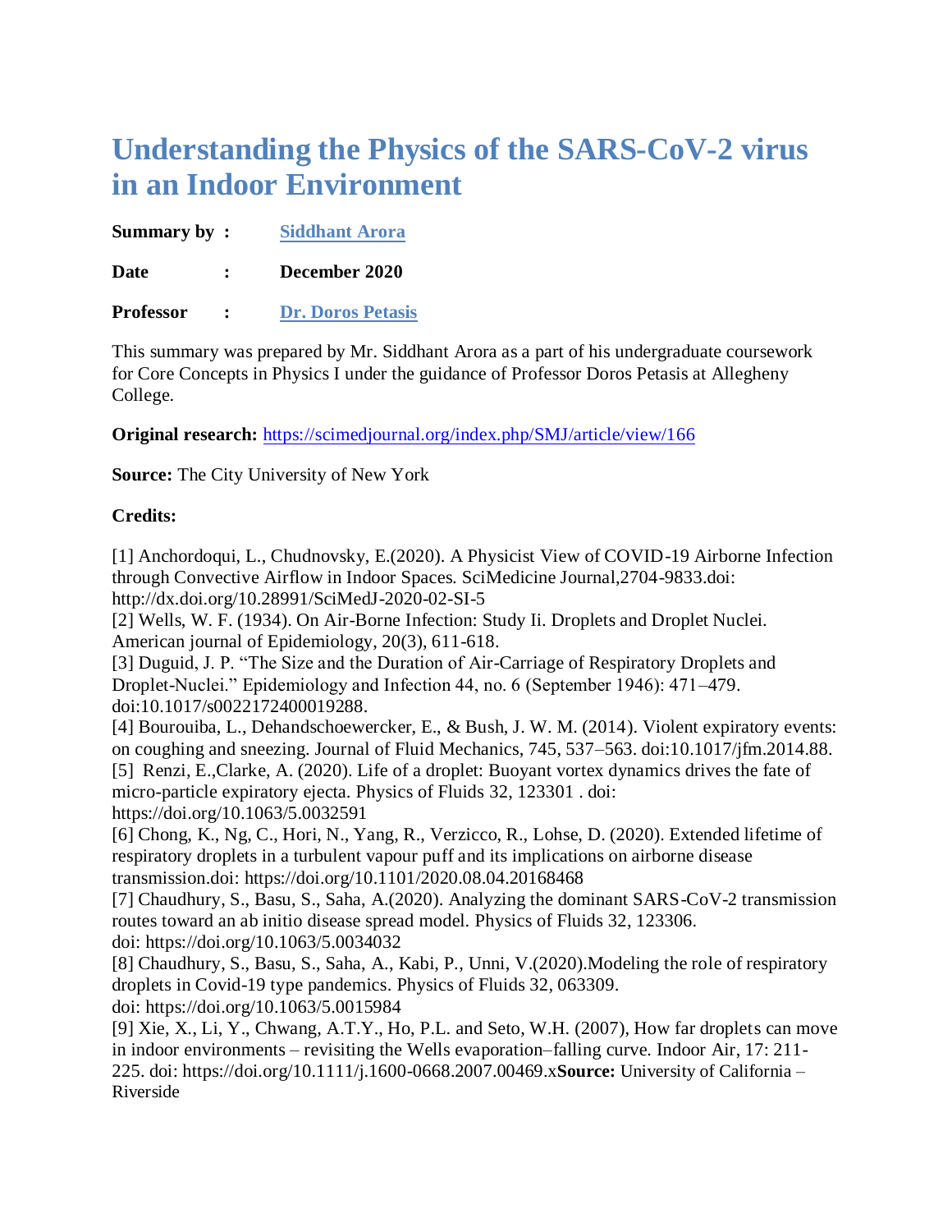# Understanding the Physics of the SARS-CoV-2 virus in an Indoor Environment

**Summary by :** Siddhant Arora

**Date :** December 2020

**Professor :** Dr. Doros Petasis

This summary was prepared by Mr. Siddhant Arora as a part of his undergraduate coursework for Core Concepts in Physics I under the guidance of Professor Doros Petasis at Allegheny College.

**Original research:** https://scimedjournal.org/index.php/SMJ/article/view/166

**Source:** The City University of New York

**Credits:**

[1] Anchordoqui, L., Chudnovsky, E.(2020). A Physicist View of COVID-19 Airborne Infection through Convective Airflow in Indoor Spaces. SciMedicine Journal,2704-9833.doi: http://dx.doi.org/10.28991/SciMedJ-2020-02-SI-5
[2] Wells, W. F. (1934). On Air-Borne Infection: Study Ii. Droplets and Droplet Nuclei. American journal of Epidemiology, 20(3), 611-618.
[3] Duguid, J. P. "The Size and the Duration of Air-Carriage of Respiratory Droplets and Droplet-Nuclei." Epidemiology and Infection 44, no. 6 (September 1946): 471–479. doi:10.1017/s0022172400019288.
[4] Bourouiba, L., Dehandschoewercker, E., & Bush, J. W. M. (2014). Violent expiratory events: on coughing and sneezing. Journal of Fluid Mechanics, 745, 537–563. doi:10.1017/jfm.2014.88.
[5] Renzi, E.,Clarke, A. (2020). Life of a droplet: Buoyant vortex dynamics drives the fate of micro-particle expiratory ejecta. Physics of Fluids 32, 123301 . doi: https://doi.org/10.1063/5.0032591
[6] Chong, K., Ng, C., Hori, N., Yang, R., Verzicco, R., Lohse, D. (2020). Extended lifetime of respiratory droplets in a turbulent vapour puff and its implications on airborne disease transmission.doi: https://doi.org/10.1101/2020.08.04.20168468
[7] Chaudhury, S., Basu, S., Saha, A.(2020). Analyzing the dominant SARS-CoV-2 transmission routes toward an ab initio disease spread model. Physics of Fluids 32, 123306. doi: https://doi.org/10.1063/5.0034032
[8] Chaudhury, S., Basu, S., Saha, A., Kabi, P., Unni, V.(2020).Modeling the role of respiratory droplets in Covid-19 type pandemics. Physics of Fluids 32, 063309. doi: https://doi.org/10.1063/5.0015984
[9] Xie, X., Li, Y., Chwang, A.T.Y., Ho, P.L. and Seto, W.H. (2007), How far droplets can move in indoor environments – revisiting the Wells evaporation–falling curve. Indoor Air, 17: 211-225. doi: https://doi.org/10.1111/j.1600-0668.2007.00469.x**Source:** University of California – Riverside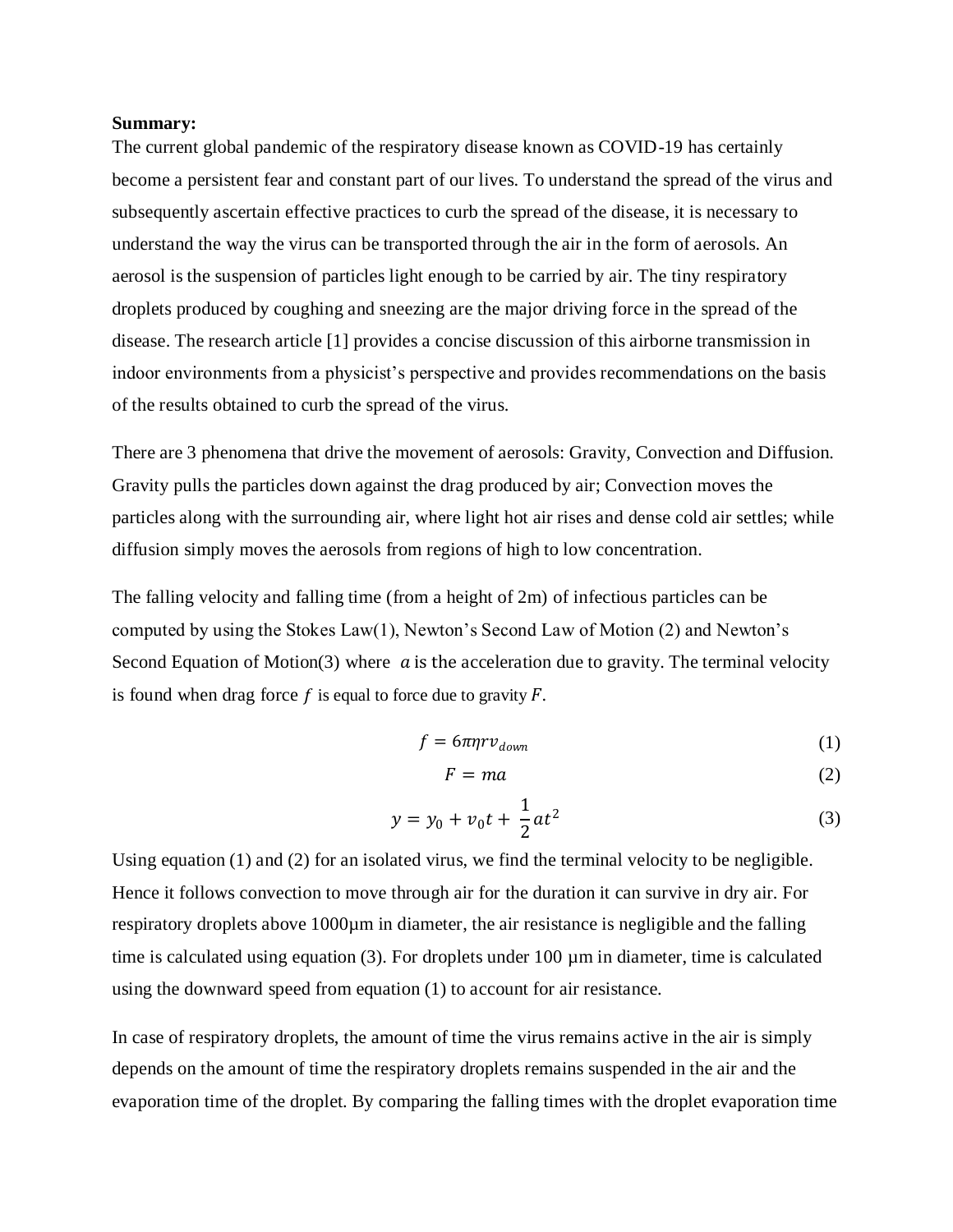**Summary:**

The current global pandemic of the respiratory disease known as COVID-19 has certainly become a persistent fear and constant part of our lives. To understand the spread of the virus and subsequently ascertain effective practices to curb the spread of the disease, it is necessary to understand the way the virus can be transported through the air in the form of aerosols. An aerosol is the suspension of particles light enough to be carried by air. The tiny respiratory droplets produced by coughing and sneezing are the major driving force in the spread of the disease. The research article [1] provides a concise discussion of this airborne transmission in indoor environments from a physicist's perspective and provides recommendations on the basis of the results obtained to curb the spread of the virus.

There are 3 phenomena that drive the movement of aerosols: Gravity, Convection and Diffusion. Gravity pulls the particles down against the drag produced by air; Convection moves the particles along with the surrounding air, where light hot air rises and dense cold air settles; while diffusion simply moves the aerosols from regions of high to low concentration.

The falling velocity and falling time (from a height of 2m) of infectious particles can be computed by using the Stokes Law(1), Newton's Second Law of Motion (2) and Newton's Second Equation of Motion(3) where $a$ is the acceleration due to gravity. The terminal velocity is found when drag force $f$ is equal to force due to gravity $F$.

$$f = 6\pi\eta r v_{down} \tag{1}$$

$$F = ma \tag{2}$$

$$y = y_0 + v_0 t + \frac{1}{2}at^2 \tag{3}$$

Using equation (1) and (2) for an isolated virus, we find the terminal velocity to be negligible. Hence it follows convection to move through air for the duration it can survive in dry air. For respiratory droplets above 1000μm in diameter, the air resistance is negligible and the falling time is calculated using equation (3). For droplets under 100 μm in diameter, time is calculated using the downward speed from equation (1) to account for air resistance.

In case of respiratory droplets, the amount of time the virus remains active in the air is simply depends on the amount of time the respiratory droplets remains suspended in the air and the evaporation time of the droplet. By comparing the falling times with the droplet evaporation time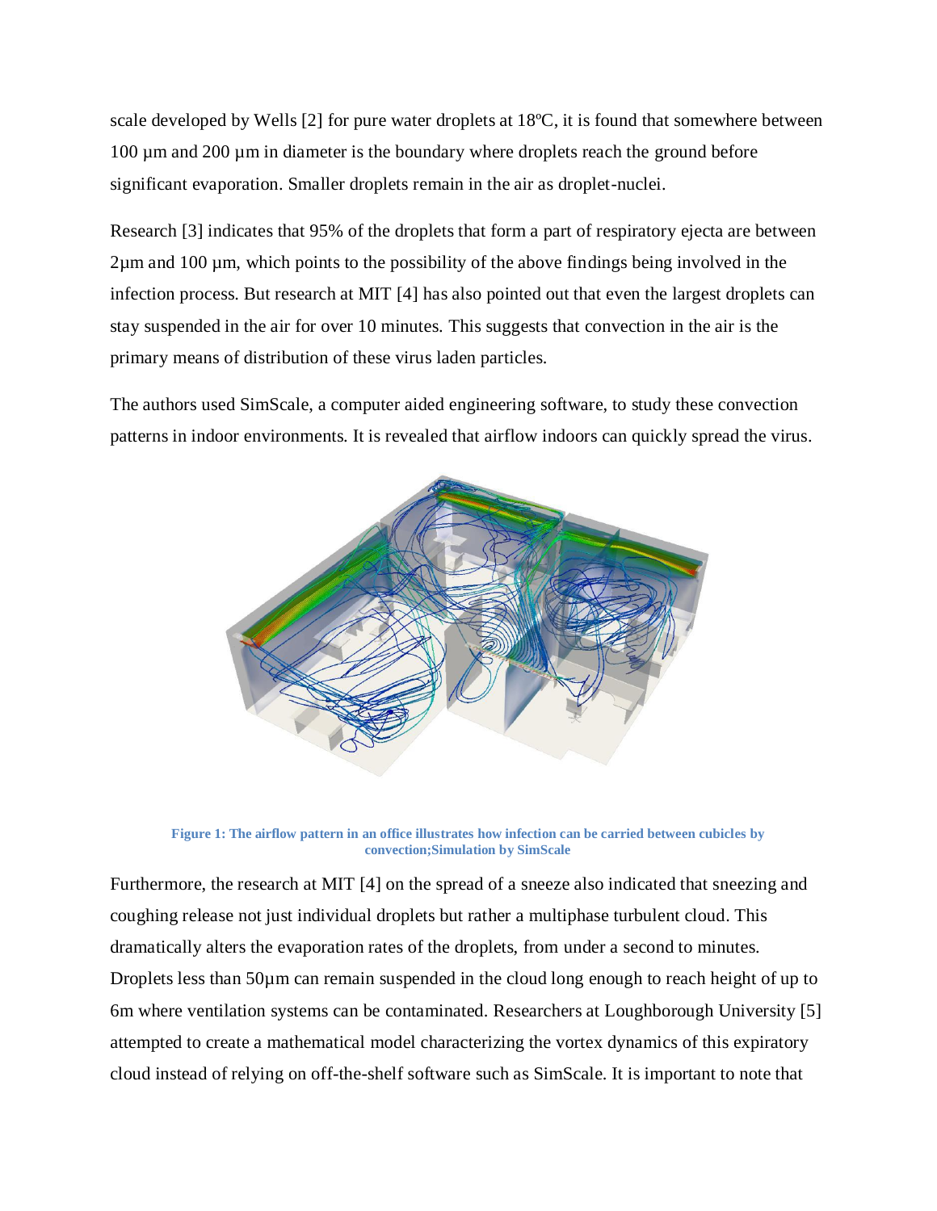scale developed by Wells [2] for pure water droplets at 18ºC, it is found that somewhere between 100 µm and 200 µm in diameter is the boundary where droplets reach the ground before significant evaporation. Smaller droplets remain in the air as droplet-nuclei.

Research [3] indicates that 95% of the droplets that form a part of respiratory ejecta are between 2µm and 100 µm, which points to the possibility of the above findings being involved in the infection process. But research at MIT [4] has also pointed out that even the largest droplets can stay suspended in the air for over 10 minutes. This suggests that convection in the air is the primary means of distribution of these virus laden particles.

The authors used SimScale, a computer aided engineering software, to study these convection patterns in indoor environments. It is revealed that airflow indoors can quickly spread the virus.

**Figure 1: The airflow pattern in an office illustrates how infection can be carried between cubicles by convection;Simulation by SimScale**

Furthermore, the research at MIT [4] on the spread of a sneeze also indicated that sneezing and coughing release not just individual droplets but rather a multiphase turbulent cloud. This dramatically alters the evaporation rates of the droplets, from under a second to minutes. Droplets less than 50µm can remain suspended in the cloud long enough to reach height of up to 6m where ventilation systems can be contaminated. Researchers at Loughborough University [5] attempted to create a mathematical model characterizing the vortex dynamics of this expiratory cloud instead of relying on off-the-shelf software such as SimScale. It is important to note that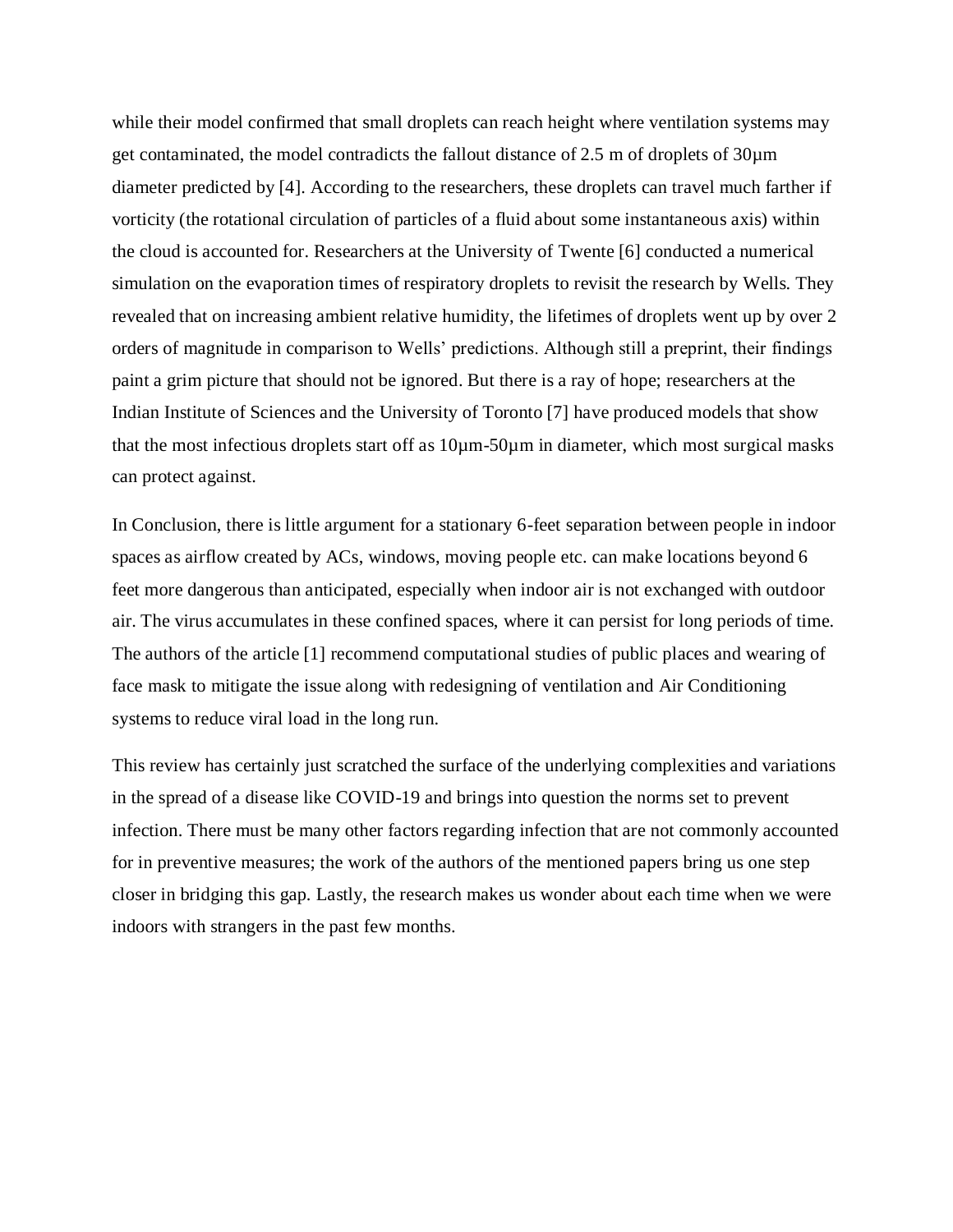while their model confirmed that small droplets can reach height where ventilation systems may get contaminated, the model contradicts the fallout distance of 2.5 m of droplets of 30µm diameter predicted by [4]. According to the researchers, these droplets can travel much farther if vorticity (the rotational circulation of particles of a fluid about some instantaneous axis) within the cloud is accounted for. Researchers at the University of Twente [6] conducted a numerical simulation on the evaporation times of respiratory droplets to revisit the research by Wells. They revealed that on increasing ambient relative humidity, the lifetimes of droplets went up by over 2 orders of magnitude in comparison to Wells' predictions. Although still a preprint, their findings paint a grim picture that should not be ignored. But there is a ray of hope; researchers at the Indian Institute of Sciences and the University of Toronto [7] have produced models that show that the most infectious droplets start off as 10µm-50µm in diameter, which most surgical masks can protect against.

In Conclusion, there is little argument for a stationary 6-feet separation between people in indoor spaces as airflow created by ACs, windows, moving people etc. can make locations beyond 6 feet more dangerous than anticipated, especially when indoor air is not exchanged with outdoor air. The virus accumulates in these confined spaces, where it can persist for long periods of time. The authors of the article [1] recommend computational studies of public places and wearing of face mask to mitigate the issue along with redesigning of ventilation and Air Conditioning systems to reduce viral load in the long run.

This review has certainly just scratched the surface of the underlying complexities and variations in the spread of a disease like COVID-19 and brings into question the norms set to prevent infection. There must be many other factors regarding infection that are not commonly accounted for in preventive measures; the work of the authors of the mentioned papers bring us one step closer in bridging this gap. Lastly, the research makes us wonder about each time when we were indoors with strangers in the past few months.